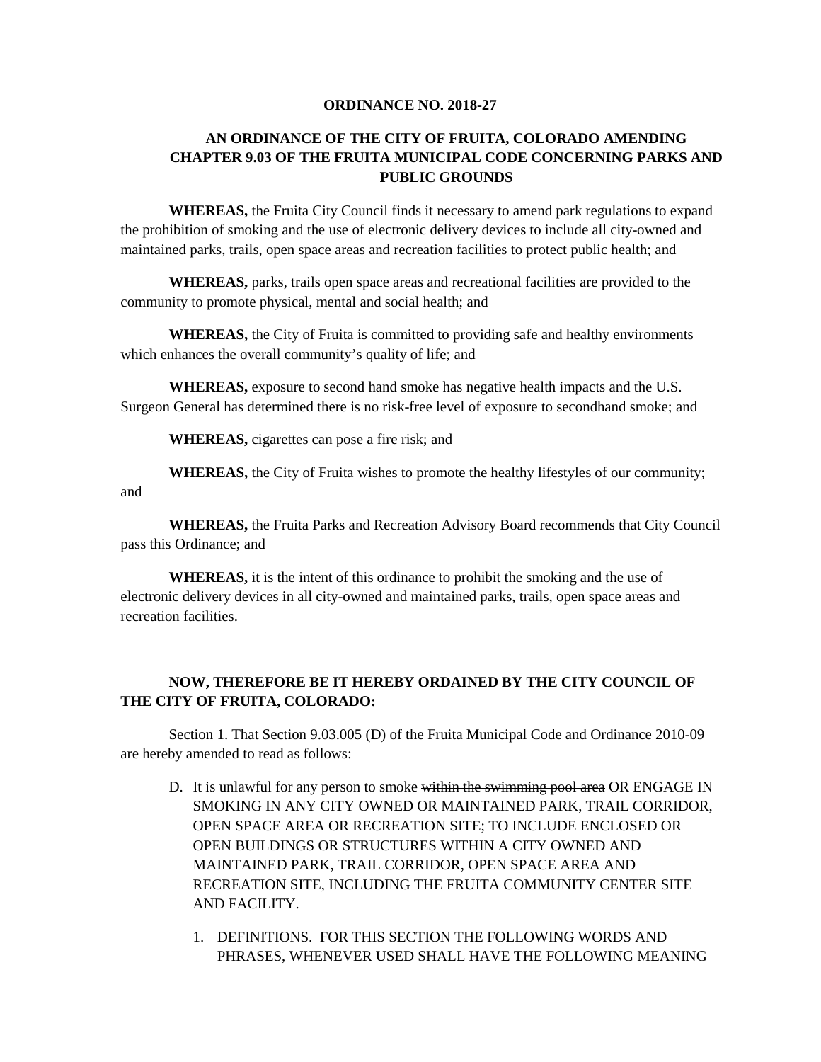**ORDINANCE NO. 2018-27**

**AN ORDINANCE OF THE CITY OF FRUITA, COLORADO AMENDING CHAPTER 9.03 OF THE FRUITA MUNICIPAL CODE CONCERNING PARKS AND PUBLIC GROUNDS**

**WHEREAS,** the Fruita City Council finds it necessary to amend park regulations to expand the prohibition of smoking and the use of electronic delivery devices to include all city-owned and maintained parks, trails, open space areas and recreation facilities to protect public health; and

**WHEREAS,** parks, trails open space areas and recreational facilities are provided to the community to promote physical, mental and social health; and

**WHEREAS,** the City of Fruita is committed to providing safe and healthy environments which enhances the overall community's quality of life; and

**WHEREAS,** exposure to second hand smoke has negative health impacts and the U.S. Surgeon General has determined there is no risk-free level of exposure to secondhand smoke; and

**WHEREAS,** cigarettes can pose a fire risk; and

**WHEREAS,** the City of Fruita wishes to promote the healthy lifestyles of our community; and

**WHEREAS,** the Fruita Parks and Recreation Advisory Board recommends that City Council pass this Ordinance; and

**WHEREAS,** it is the intent of this ordinance to prohibit the smoking and the use of electronic delivery devices in all city-owned and maintained parks, trails, open space areas and recreation facilities.

**NOW, THEREFORE BE IT HEREBY ORDAINED BY THE CITY COUNCIL OF THE CITY OF FRUITA, COLORADO:**

Section 1. That Section 9.03.005 (D) of the Fruita Municipal Code and Ordinance 2010-09 are hereby amended to read as follows:

D. It is unlawful for any person to smoke ~~within the swimming pool area~~ OR ENGAGE IN SMOKING IN ANY CITY OWNED OR MAINTAINED PARK, TRAIL CORRIDOR, OPEN SPACE AREA OR RECREATION SITE; TO INCLUDE ENCLOSED OR OPEN BUILDINGS OR STRUCTURES WITHIN A CITY OWNED AND MAINTAINED PARK, TRAIL CORRIDOR, OPEN SPACE AREA AND RECREATION SITE, INCLUDING THE FRUITA COMMUNITY CENTER SITE AND FACILITY.

   1. DEFINITIONS. FOR THIS SECTION THE FOLLOWING WORDS AND PHRASES, WHENEVER USED SHALL HAVE THE FOLLOWING MEANING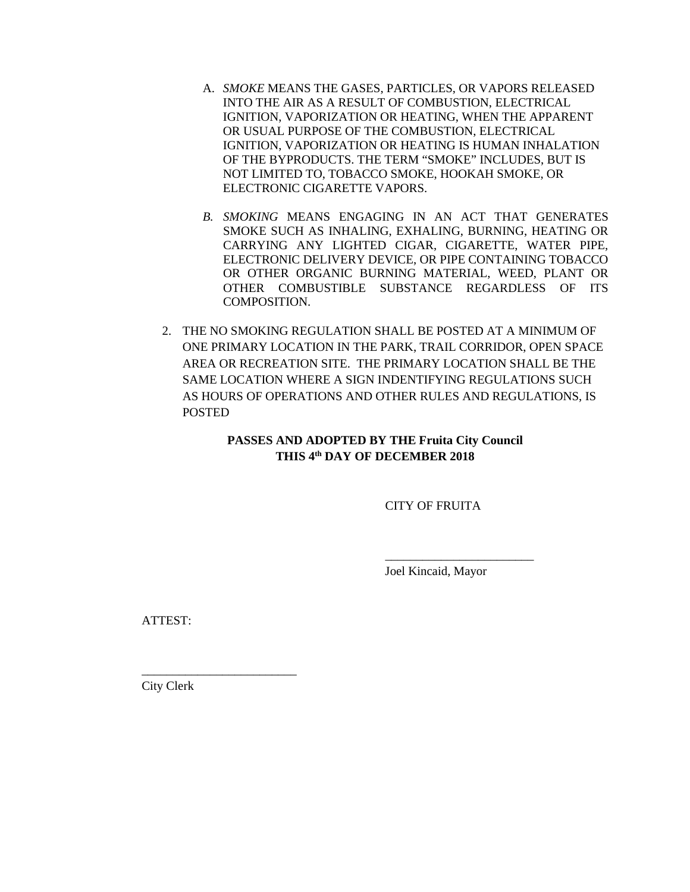A. *SMOKE* MEANS THE GASES, PARTICLES, OR VAPORS RELEASED INTO THE AIR AS A RESULT OF COMBUSTION, ELECTRICAL IGNITION, VAPORIZATION OR HEATING, WHEN THE APPARENT OR USUAL PURPOSE OF THE COMBUSTION, ELECTRICAL IGNITION, VAPORIZATION OR HEATING IS HUMAN INHALATION OF THE BYPRODUCTS. THE TERM "SMOKE" INCLUDES, BUT IS NOT LIMITED TO, TOBACCO SMOKE, HOOKAH SMOKE, OR ELECTRONIC CIGARETTE VAPORS.

*B. SMOKING* MEANS ENGAGING IN AN ACT THAT GENERATES SMOKE SUCH AS INHALING, EXHALING, BURNING, HEATING OR CARRYING ANY LIGHTED CIGAR, CIGARETTE, WATER PIPE, ELECTRONIC DELIVERY DEVICE, OR PIPE CONTAINING TOBACCO OR OTHER ORGANIC BURNING MATERIAL, WEED, PLANT OR OTHER COMBUSTIBLE SUBSTANCE REGARDLESS OF ITS COMPOSITION.

2. THE NO SMOKING REGULATION SHALL BE POSTED AT A MINIMUM OF ONE PRIMARY LOCATION IN THE PARK, TRAIL CORRIDOR, OPEN SPACE AREA OR RECREATION SITE. THE PRIMARY LOCATION SHALL BE THE SAME LOCATION WHERE A SIGN INDENTIFYING REGULATIONS SUCH AS HOURS OF OPERATIONS AND OTHER RULES AND REGULATIONS, IS POSTED

**PASSES AND ADOPTED BY THE Fruita City Council**
**THIS 4th DAY OF DECEMBER 2018**

CITY OF FRUITA

_________________________
Joel Kincaid, Mayor

ATTEST:

_________________________
City Clerk